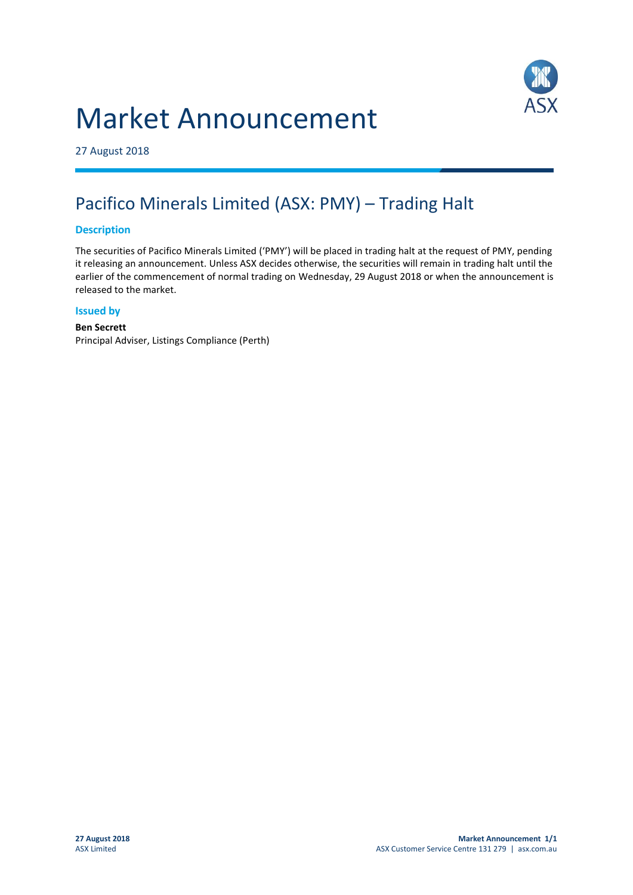# Market Announcement

27 August 2018

## Pacifico Minerals Limited (ASX: PMY) – Trading Halt

### Description

The securities of Pacifico Minerals Limited ('PMY') will be placed in trading halt at the request of PMY, pending it releasing an announcement. Unless ASX decides otherwise, the securities will remain in trading halt until the earlier of the commencement of normal trading on Wednesday, 29 August 2018 or when the announcement is released to the market.

### Issued by

**Ben Secrett**
Principal Adviser, Listings Compliance (Perth)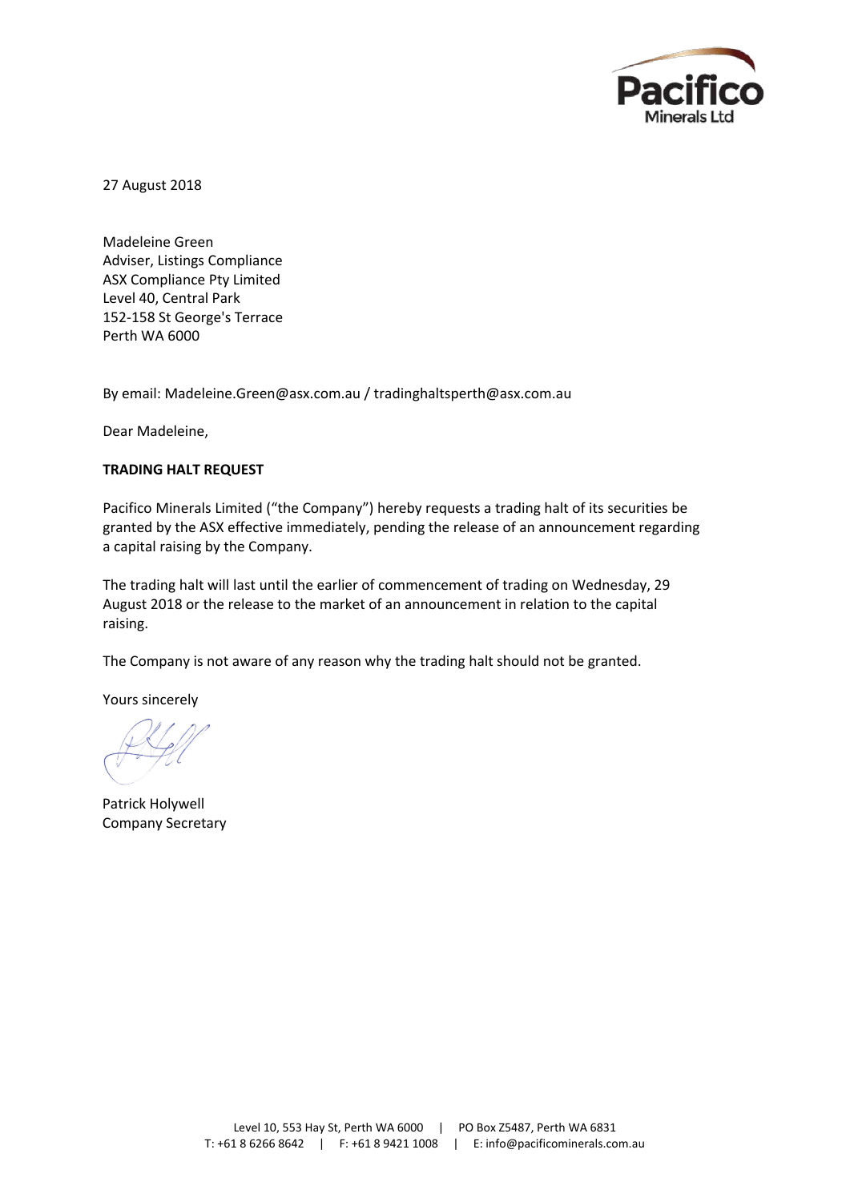27 August 2018

Madeleine Green
Adviser, Listings Compliance
ASX Compliance Pty Limited
Level 40, Central Park
152-158 St George's Terrace
Perth WA 6000

By email: Madeleine.Green@asx.com.au / tradinghaltsperth@asx.com.au

Dear Madeleine,

**TRADING HALT REQUEST**

Pacifico Minerals Limited ("the Company") hereby requests a trading halt of its securities be granted by the ASX effective immediately, pending the release of an announcement regarding a capital raising by the Company.

The trading halt will last until the earlier of commencement of trading on Wednesday, 29 August 2018 or the release to the market of an announcement in relation to the capital raising.

The Company is not aware of any reason why the trading halt should not be granted.

Yours sincerely

Patrick Holywell
Company Secretary

Level 10, 553 Hay St, Perth WA 6000 | PO Box Z5487, Perth WA 6831
T: +61 8 6266 8642 | F: +61 8 9421 1008 | E: info@pacificominerals.com.au